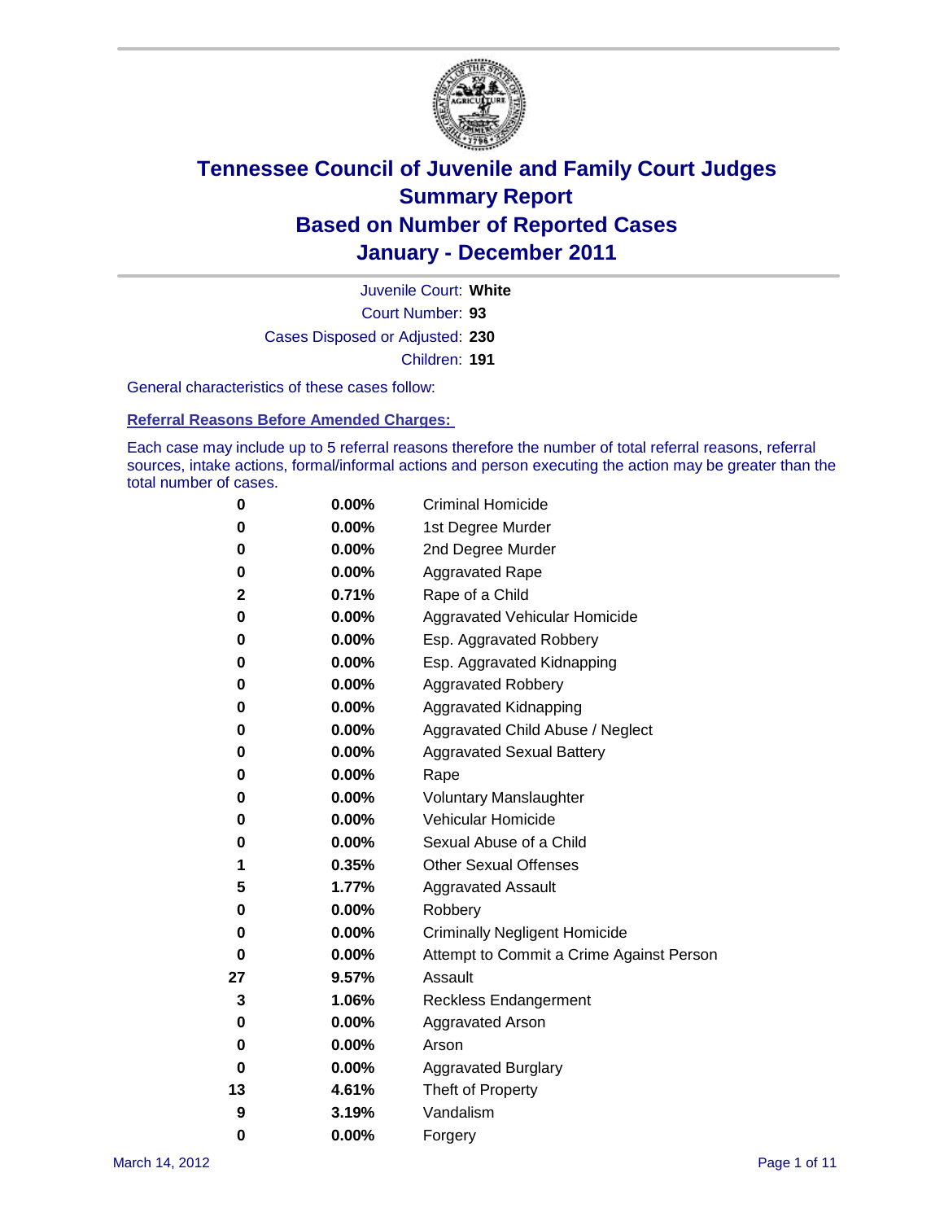# Tennessee Council of Juvenile and Family Court Judges
## Summary Report
## Based on Number of Reported Cases
## January - December 2011

Juvenile Court: **White**

Court Number: **93**

Cases Disposed or Adjusted: **230**

Children: **191**

General characteristics of these cases follow:

### Referral Reasons Before Amended Charges:

Each case may include up to 5 referral reasons therefore the number of total referral reasons, referral sources, intake actions, formal/informal actions and person executing the action may be greater than the total number of cases.

| Count | Percent | Referral Reason |
|---|---|---|
| 0 | 0.00% | Criminal Homicide |
| 0 | 0.00% | 1st Degree Murder |
| 0 | 0.00% | 2nd Degree Murder |
| 0 | 0.00% | Aggravated Rape |
| 2 | 0.71% | Rape of a Child |
| 0 | 0.00% | Aggravated Vehicular Homicide |
| 0 | 0.00% | Esp. Aggravated Robbery |
| 0 | 0.00% | Esp. Aggravated Kidnapping |
| 0 | 0.00% | Aggravated Robbery |
| 0 | 0.00% | Aggravated Kidnapping |
| 0 | 0.00% | Aggravated Child Abuse / Neglect |
| 0 | 0.00% | Aggravated Sexual Battery |
| 0 | 0.00% | Rape |
| 0 | 0.00% | Voluntary Manslaughter |
| 0 | 0.00% | Vehicular Homicide |
| 0 | 0.00% | Sexual Abuse of a Child |
| 1 | 0.35% | Other Sexual Offenses |
| 5 | 1.77% | Aggravated Assault |
| 0 | 0.00% | Robbery |
| 0 | 0.00% | Criminally Negligent Homicide |
| 0 | 0.00% | Attempt to Commit a Crime Against Person |
| 27 | 9.57% | Assault |
| 3 | 1.06% | Reckless Endangerment |
| 0 | 0.00% | Aggravated Arson |
| 0 | 0.00% | Arson |
| 0 | 0.00% | Aggravated Burglary |
| 13 | 4.61% | Theft of Property |
| 9 | 3.19% | Vandalism |
| 0 | 0.00% | Forgery |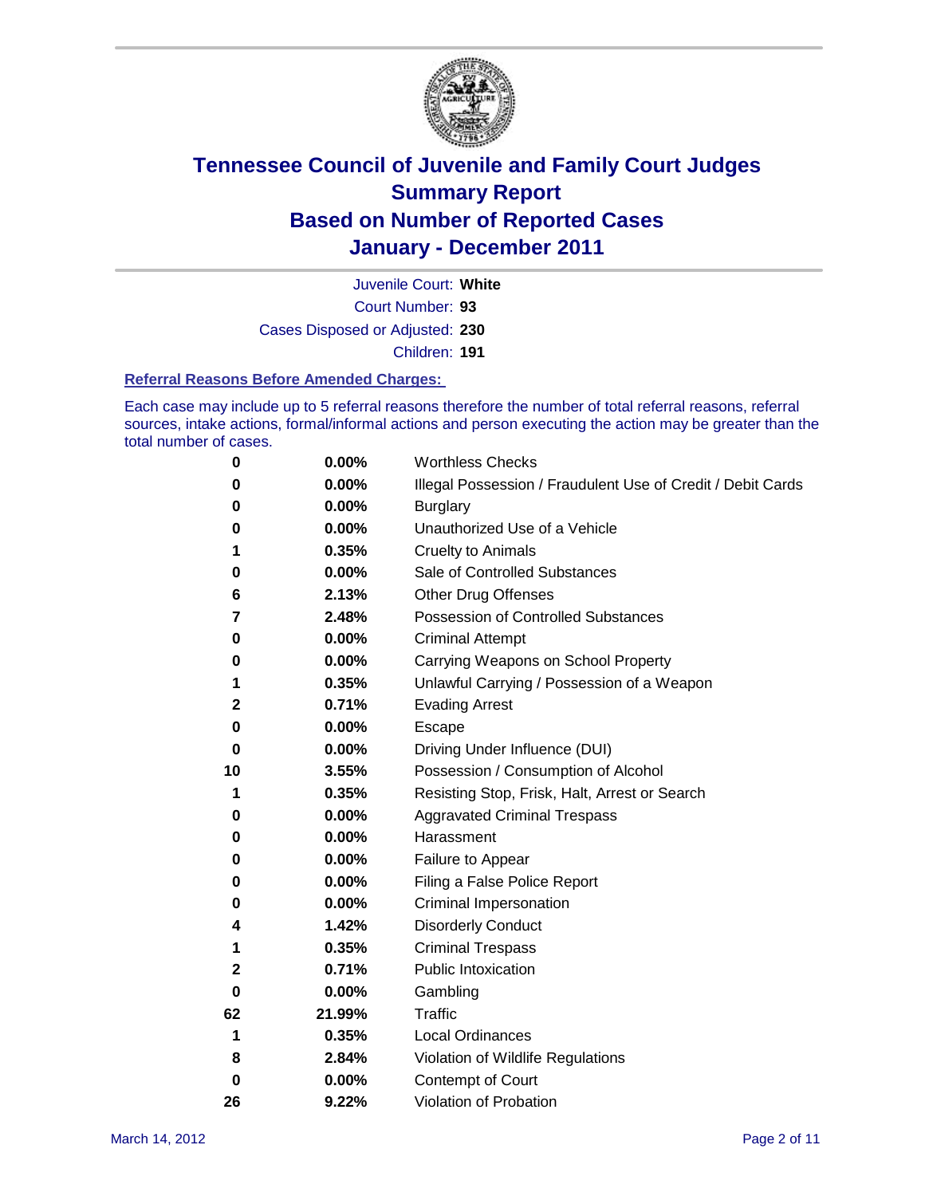# Tennessee Council of Juvenile and Family Court Judges
## Summary Report
## Based on Number of Reported Cases
## January - December 2011

Juvenile Court: **White**
Court Number: **93**
Cases Disposed or Adjusted: **230**
Children: **191**

### Referral Reasons Before Amended Charges:

Each case may include up to 5 referral reasons therefore the number of total referral reasons, referral sources, intake actions, formal/informal actions and person executing the action may be greater than the total number of cases.

| | | |
|---|---|---|
| 0 | 0.00% | Worthless Checks |
| 0 | 0.00% | Illegal Possession / Fraudulent Use of Credit / Debit Cards |
| 0 | 0.00% | Burglary |
| 0 | 0.00% | Unauthorized Use of a Vehicle |
| 1 | 0.35% | Cruelty to Animals |
| 0 | 0.00% | Sale of Controlled Substances |
| 6 | 2.13% | Other Drug Offenses |
| 7 | 2.48% | Possession of Controlled Substances |
| 0 | 0.00% | Criminal Attempt |
| 0 | 0.00% | Carrying Weapons on School Property |
| 1 | 0.35% | Unlawful Carrying / Possession of a Weapon |
| 2 | 0.71% | Evading Arrest |
| 0 | 0.00% | Escape |
| 0 | 0.00% | Driving Under Influence (DUI) |
| 10 | 3.55% | Possession / Consumption of Alcohol |
| 1 | 0.35% | Resisting Stop, Frisk, Halt, Arrest or Search |
| 0 | 0.00% | Aggravated Criminal Trespass |
| 0 | 0.00% | Harassment |
| 0 | 0.00% | Failure to Appear |
| 0 | 0.00% | Filing a False Police Report |
| 0 | 0.00% | Criminal Impersonation |
| 4 | 1.42% | Disorderly Conduct |
| 1 | 0.35% | Criminal Trespass |
| 2 | 0.71% | Public Intoxication |
| 0 | 0.00% | Gambling |
| 62 | 21.99% | Traffic |
| 1 | 0.35% | Local Ordinances |
| 8 | 2.84% | Violation of Wildlife Regulations |
| 0 | 0.00% | Contempt of Court |
| 26 | 9.22% | Violation of Probation |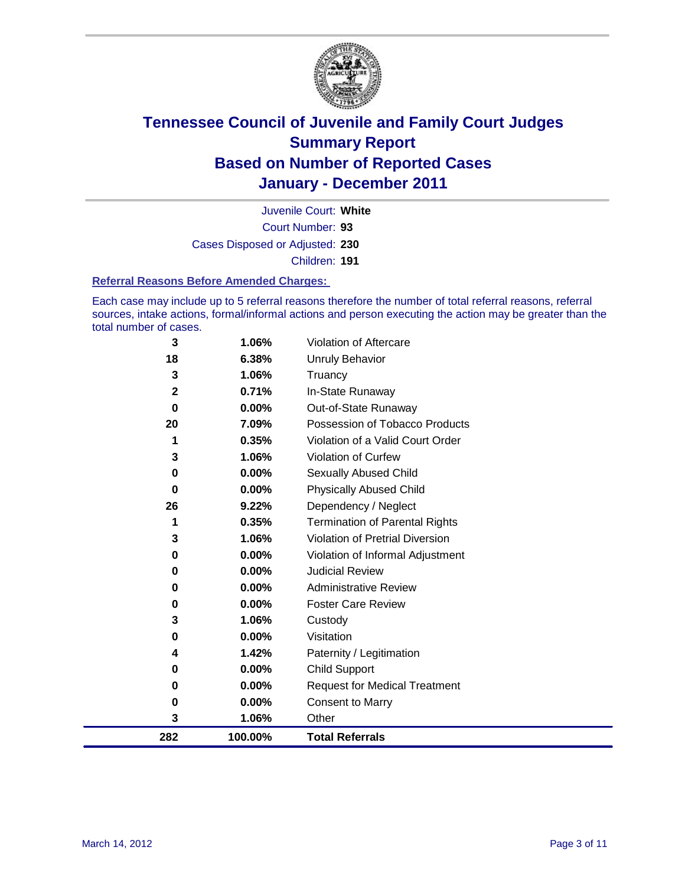# Tennessee Council of Juvenile and Family Court Judges
## Summary Report
## Based on Number of Reported Cases
## January - December 2011

Juvenile Court: **White**

Court Number: **93**

Cases Disposed or Adjusted: **230**

Children: **191**

### Referral Reasons Before Amended Charges:

Each case may include up to 5 referral reasons therefore the number of total referral reasons, referral sources, intake actions, formal/informal actions and person executing the action may be greater than the total number of cases.

| | | |
|---|---|---|
| 3 | 1.06% | Violation of Aftercare |
| 18 | 6.38% | Unruly Behavior |
| 3 | 1.06% | Truancy |
| 2 | 0.71% | In-State Runaway |
| 0 | 0.00% | Out-of-State Runaway |
| 20 | 7.09% | Possession of Tobacco Products |
| 1 | 0.35% | Violation of a Valid Court Order |
| 3 | 1.06% | Violation of Curfew |
| 0 | 0.00% | Sexually Abused Child |
| 0 | 0.00% | Physically Abused Child |
| 26 | 9.22% | Dependency / Neglect |
| 1 | 0.35% | Termination of Parental Rights |
| 3 | 1.06% | Violation of Pretrial Diversion |
| 0 | 0.00% | Violation of Informal Adjustment |
| 0 | 0.00% | Judicial Review |
| 0 | 0.00% | Administrative Review |
| 0 | 0.00% | Foster Care Review |
| 3 | 1.06% | Custody |
| 0 | 0.00% | Visitation |
| 4 | 1.42% | Paternity / Legitimation |
| 0 | 0.00% | Child Support |
| 0 | 0.00% | Request for Medical Treatment |
| 0 | 0.00% | Consent to Marry |
| 3 | 1.06% | Other |
| **282** | **100.00%** | **Total Referrals** |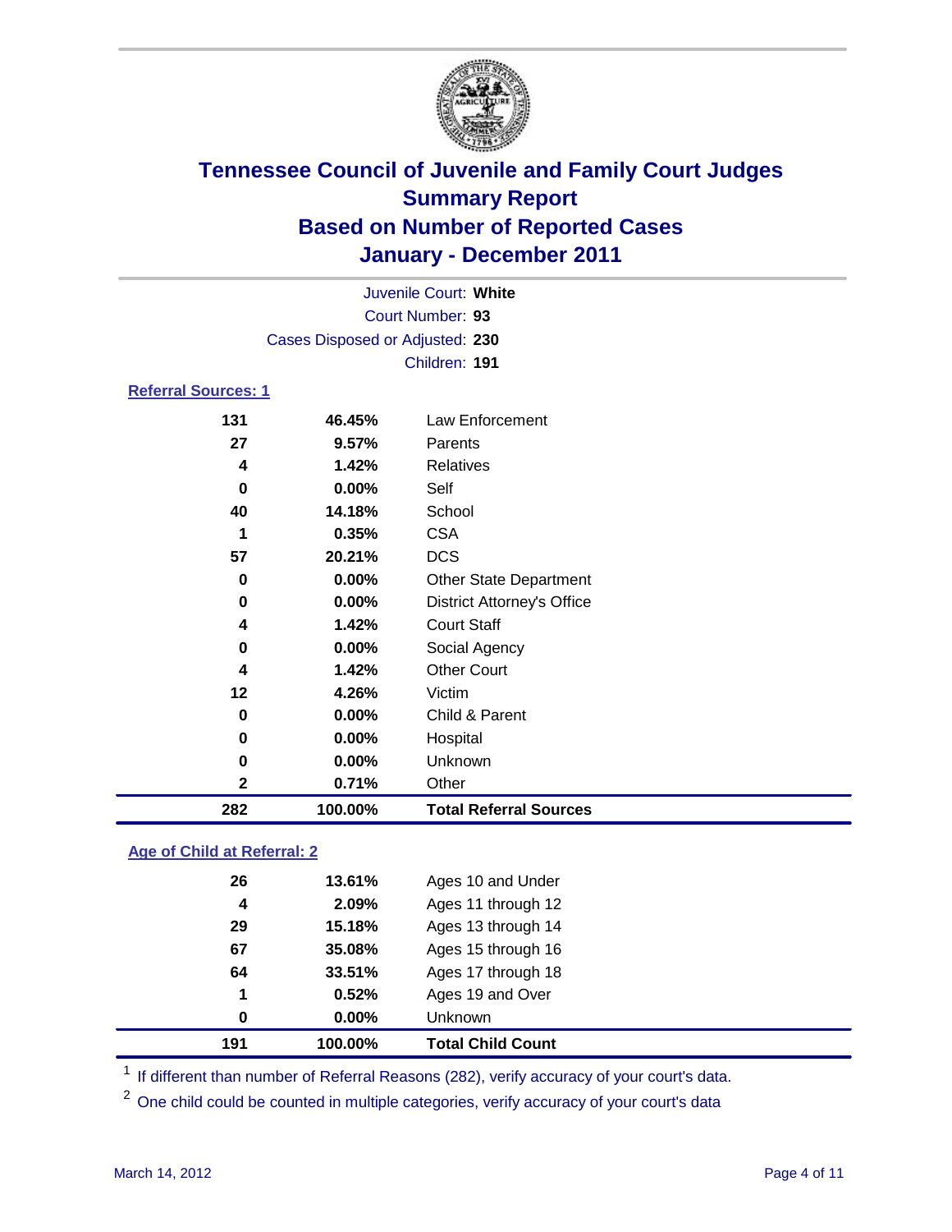# Tennessee Council of Juvenile and Family Court Judges
## Summary Report
## Based on Number of Reported Cases
## January - December 2011

Juvenile Court: **White**
Court Number: **93**
Cases Disposed or Adjusted: **230**
Children: **191**

### Referral Sources: 1

| | | |
|---|---|---|
| 131 | 46.45% | Law Enforcement |
| 27 | 9.57% | Parents |
| 4 | 1.42% | Relatives |
| 0 | 0.00% | Self |
| 40 | 14.18% | School |
| 1 | 0.35% | CSA |
| 57 | 20.21% | DCS |
| 0 | 0.00% | Other State Department |
| 0 | 0.00% | District Attorney's Office |
| 4 | 1.42% | Court Staff |
| 0 | 0.00% | Social Agency |
| 4 | 1.42% | Other Court |
| 12 | 4.26% | Victim |
| 0 | 0.00% | Child & Parent |
| 0 | 0.00% | Hospital |
| 0 | 0.00% | Unknown |
| 2 | 0.71% | Other |
| **282** | **100.00%** | **Total Referral Sources** |

### Age of Child at Referral: 2

| | | |
|---|---|---|
| 26 | 13.61% | Ages 10 and Under |
| 4 | 2.09% | Ages 11 through 12 |
| 29 | 15.18% | Ages 13 through 14 |
| 67 | 35.08% | Ages 15 through 16 |
| 64 | 33.51% | Ages 17 through 18 |
| 1 | 0.52% | Ages 19 and Over |
| 0 | 0.00% | Unknown |
| **191** | **100.00%** | **Total Child Count** |

[1] If different than number of Referral Reasons (282), verify accuracy of your court's data.

[2] One child could be counted in multiple categories, verify accuracy of your court's data

March 14, 2012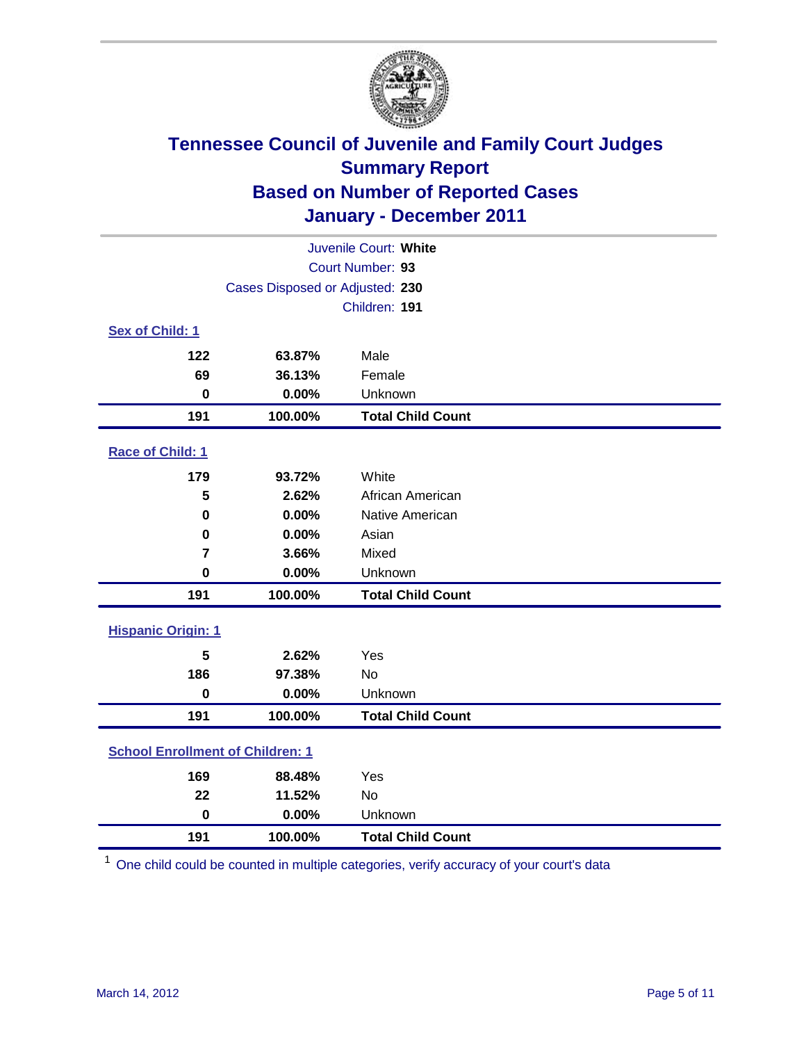# Tennessee Council of Juvenile and Family Court Judges
## Summary Report
## Based on Number of Reported Cases
## January - December 2011

Juvenile Court: **White**
Court Number: **93**
Cases Disposed or Adjusted: **230**
Children: **191**

### Sex of Child: 1

| | | |
|---|---|---|
| **122** | **63.87%** | Male |
| **69** | **36.13%** | Female |
| **0** | **0.00%** | Unknown |
| **191** | **100.00%** | **Total Child Count** |

### Race of Child: 1

| | | |
|---|---|---|
| **179** | **93.72%** | White |
| **5** | **2.62%** | African American |
| **0** | **0.00%** | Native American |
| **0** | **0.00%** | Asian |
| **7** | **3.66%** | Mixed |
| **0** | **0.00%** | Unknown |
| **191** | **100.00%** | **Total Child Count** |

### Hispanic Origin: 1

| | | |
|---|---|---|
| **5** | **2.62%** | Yes |
| **186** | **97.38%** | No |
| **0** | **0.00%** | Unknown |
| **191** | **100.00%** | **Total Child Count** |

### School Enrollment of Children: 1

| | | |
|---|---|---|
| **169** | **88.48%** | Yes |
| **22** | **11.52%** | No |
| **0** | **0.00%** | Unknown |
| **191** | **100.00%** | **Total Child Count** |

[1] One child could be counted in multiple categories, verify accuracy of your court's data

March 14, 2012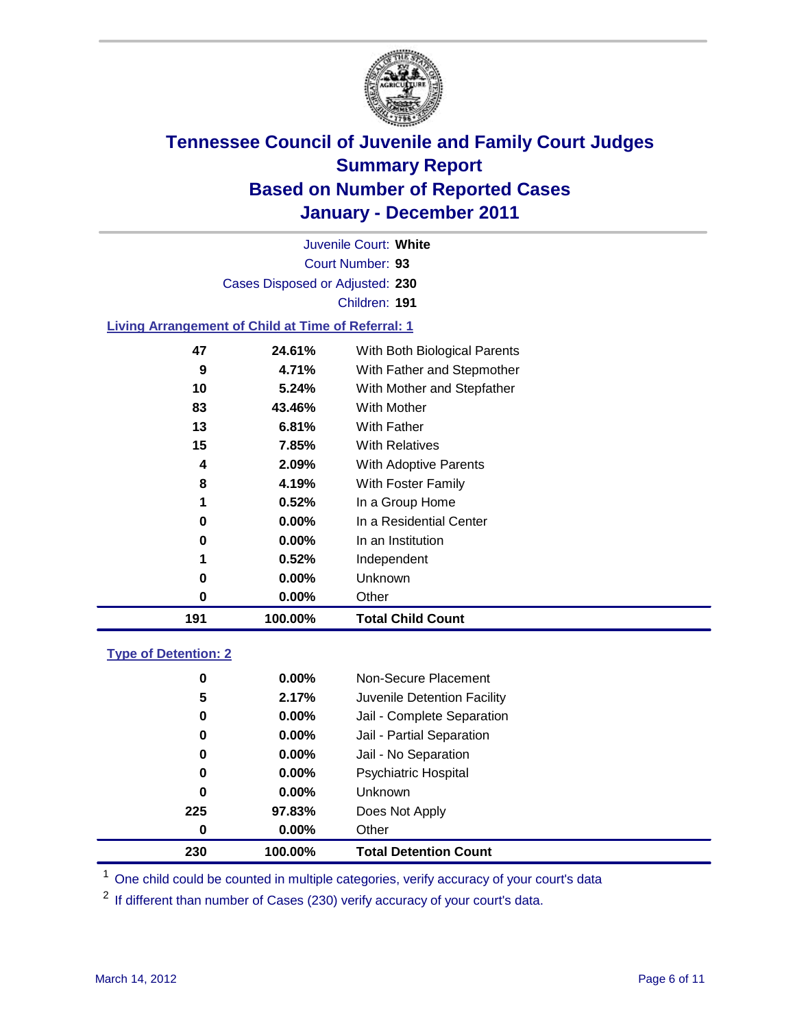# Tennessee Council of Juvenile and Family Court Judges
## Summary Report
## Based on Number of Reported Cases
## January - December 2011

Juvenile Court: **White**
Court Number: **93**
Cases Disposed or Adjusted: **230**
Children: **191**

### Living Arrangement of Child at Time of Referral: 1

| Count | Percent | Category |
|---|---|---|
| 47 | 24.61% | With Both Biological Parents |
| 9 | 4.71% | With Father and Stepmother |
| 10 | 5.24% | With Mother and Stepfather |
| 83 | 43.46% | With Mother |
| 13 | 6.81% | With Father |
| 15 | 7.85% | With Relatives |
| 4 | 2.09% | With Adoptive Parents |
| 8 | 4.19% | With Foster Family |
| 1 | 0.52% | In a Group Home |
| 0 | 0.00% | In a Residential Center |
| 0 | 0.00% | In an Institution |
| 1 | 0.52% | Independent |
| 0 | 0.00% | Unknown |
| 0 | 0.00% | Other |
| **191** | **100.00%** | **Total Child Count** |

### Type of Detention: 2

| Count | Percent | Category |
|---|---|---|
| 0 | 0.00% | Non-Secure Placement |
| 5 | 2.17% | Juvenile Detention Facility |
| 0 | 0.00% | Jail - Complete Separation |
| 0 | 0.00% | Jail - Partial Separation |
| 0 | 0.00% | Jail - No Separation |
| 0 | 0.00% | Psychiatric Hospital |
| 0 | 0.00% | Unknown |
| 225 | 97.83% | Does Not Apply |
| 0 | 0.00% | Other |
| **230** | **100.00%** | **Total Detention Count** |

[1] One child could be counted in multiple categories, verify accuracy of your court's data

[2] If different than number of Cases (230) verify accuracy of your court's data.

March 14, 2012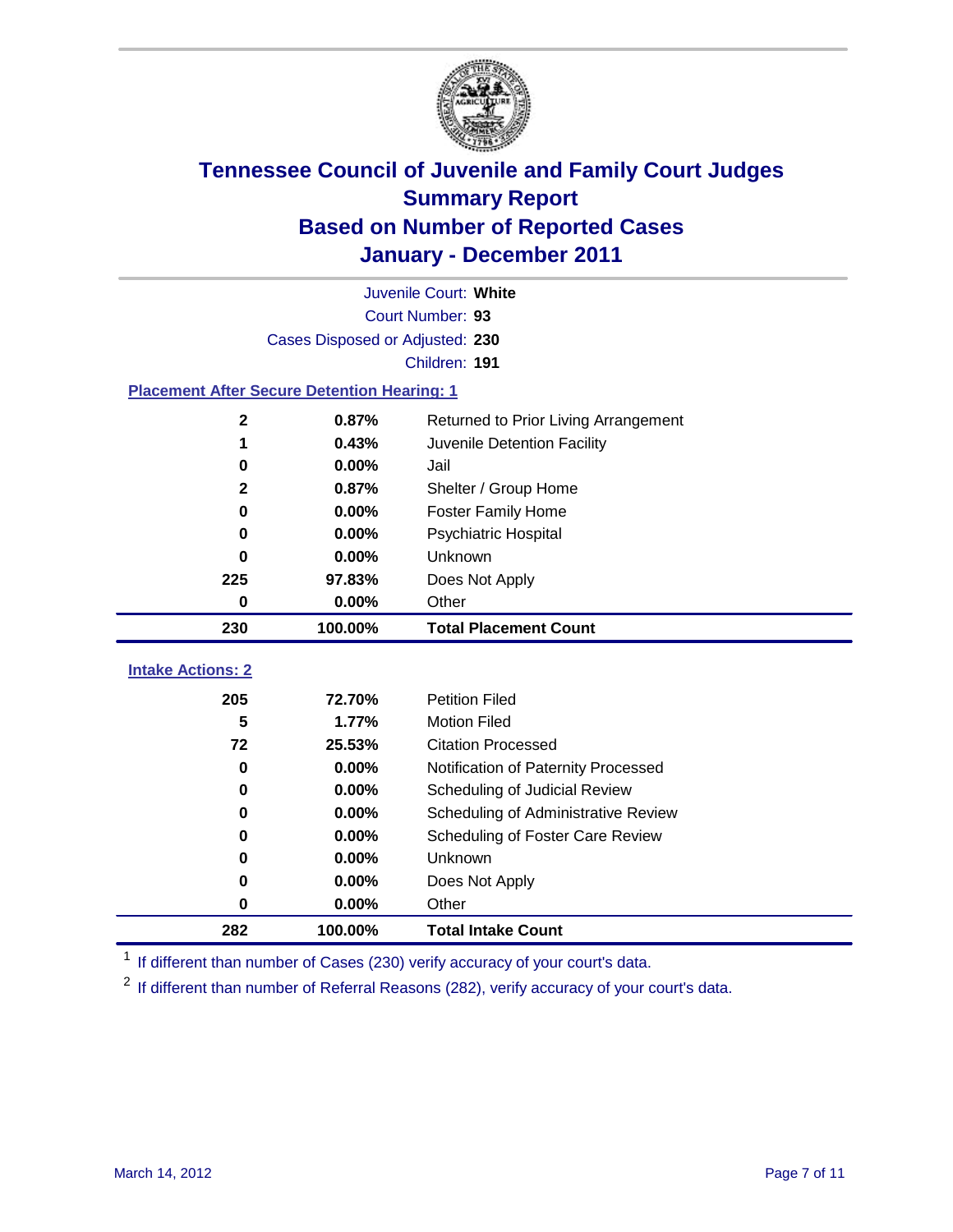# Tennessee Council of Juvenile and Family Court Judges
## Summary Report
## Based on Number of Reported Cases
## January - December 2011

Juvenile Court: **White**

Court Number: **93**

Cases Disposed or Adjusted: **230**

Children: **191**

### Placement After Secure Detention Hearing: 1

| Count | Percent | Placement |
|---|---|---|
| 2 | 0.87% | Returned to Prior Living Arrangement |
| 1 | 0.43% | Juvenile Detention Facility |
| 0 | 0.00% | Jail |
| 2 | 0.87% | Shelter / Group Home |
| 0 | 0.00% | Foster Family Home |
| 0 | 0.00% | Psychiatric Hospital |
| 0 | 0.00% | Unknown |
| 225 | 97.83% | Does Not Apply |
| 0 | 0.00% | Other |
| **230** | **100.00%** | **Total Placement Count** |

### Intake Actions: 2

| Count | Percent | Intake Action |
|---|---|---|
| 205 | 72.70% | Petition Filed |
| 5 | 1.77% | Motion Filed |
| 72 | 25.53% | Citation Processed |
| 0 | 0.00% | Notification of Paternity Processed |
| 0 | 0.00% | Scheduling of Judicial Review |
| 0 | 0.00% | Scheduling of Administrative Review |
| 0 | 0.00% | Scheduling of Foster Care Review |
| 0 | 0.00% | Unknown |
| 0 | 0.00% | Does Not Apply |
| 0 | 0.00% | Other |
| **282** | **100.00%** | **Total Intake Count** |

[1] If different than number of Cases (230) verify accuracy of your court's data.

[2] If different than number of Referral Reasons (282), verify accuracy of your court's data.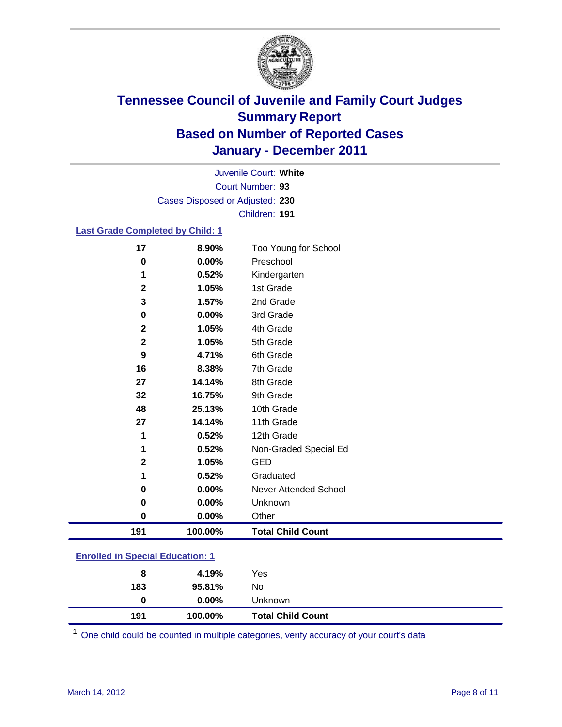# Tennessee Council of Juvenile and Family Court Judges
## Summary Report
## Based on Number of Reported Cases
## January - December 2011

Juvenile Court: **White**
Court Number: **93**
Cases Disposed or Adjusted: **230**
Children: **191**

### Last Grade Completed by Child: 1

| | | |
|---|---|---|
| 17 | 8.90% | Too Young for School |
| 0 | 0.00% | Preschool |
| 1 | 0.52% | Kindergarten |
| 2 | 1.05% | 1st Grade |
| 3 | 1.57% | 2nd Grade |
| 0 | 0.00% | 3rd Grade |
| 2 | 1.05% | 4th Grade |
| 2 | 1.05% | 5th Grade |
| 9 | 4.71% | 6th Grade |
| 16 | 8.38% | 7th Grade |
| 27 | 14.14% | 8th Grade |
| 32 | 16.75% | 9th Grade |
| 48 | 25.13% | 10th Grade |
| 27 | 14.14% | 11th Grade |
| 1 | 0.52% | 12th Grade |
| 1 | 0.52% | Non-Graded Special Ed |
| 2 | 1.05% | GED |
| 1 | 0.52% | Graduated |
| 0 | 0.00% | Never Attended School |
| 0 | 0.00% | Unknown |
| 0 | 0.00% | Other |
| **191** | **100.00%** | **Total Child Count** |

### Enrolled in Special Education: 1

| | | |
|---|---|---|
| 8 | 4.19% | Yes |
| 183 | 95.81% | No |
| 0 | 0.00% | Unknown |
| **191** | **100.00%** | **Total Child Count** |

[1] One child could be counted in multiple categories, verify accuracy of your court's data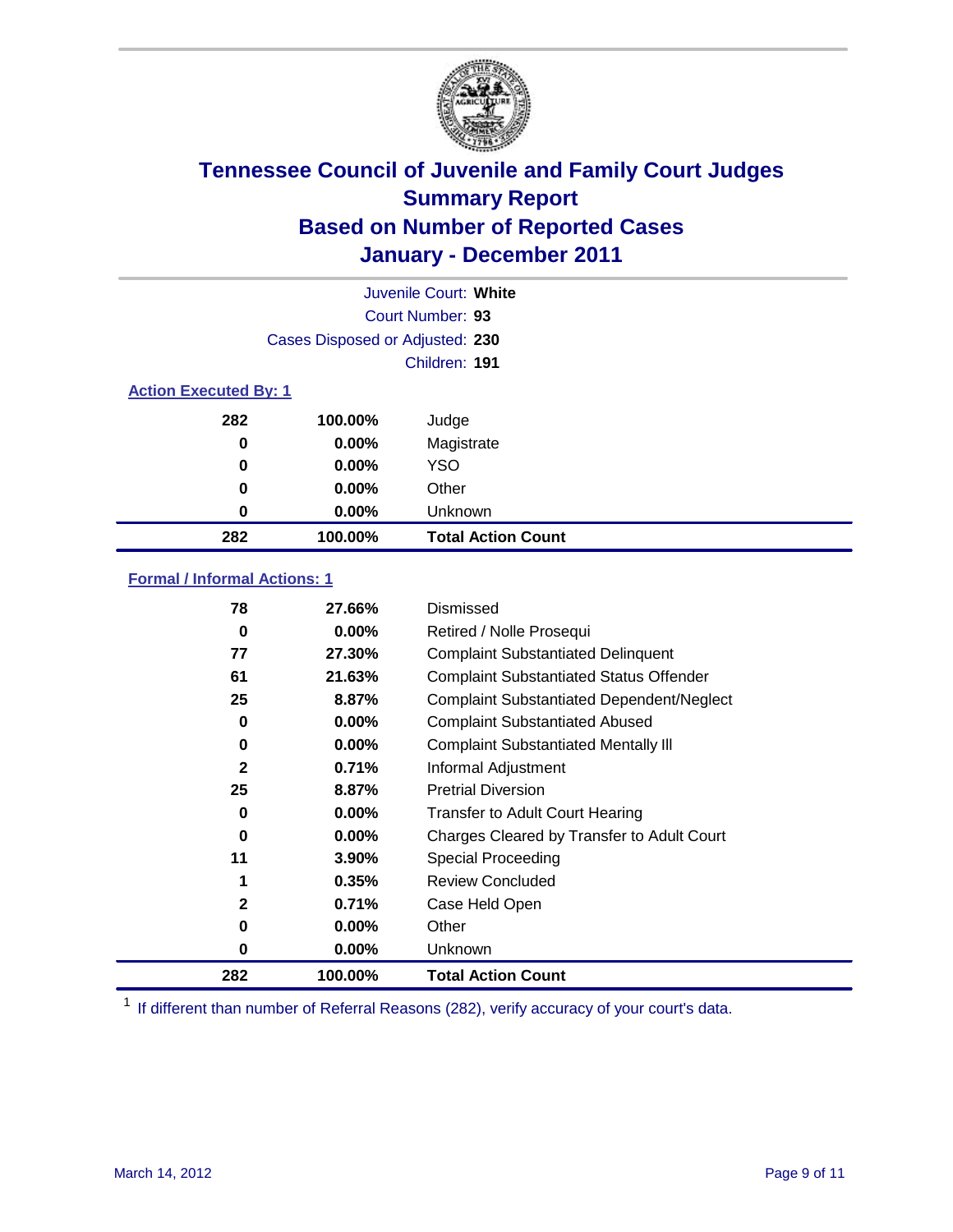# Tennessee Council of Juvenile and Family Court Judges
## Summary Report
## Based on Number of Reported Cases
## January - December 2011

Juvenile Court: **White**
Court Number: **93**
Cases Disposed or Adjusted: **230**
Children: **191**

### Action Executed By: 1

| | | |
|---|---|---|
| 282 | 100.00% | Judge |
| 0 | 0.00% | Magistrate |
| 0 | 0.00% | YSO |
| 0 | 0.00% | Other |
| 0 | 0.00% | Unknown |
| **282** | **100.00%** | **Total Action Count** |

### Formal / Informal Actions: 1

| | | |
|---|---|---|
| 78 | 27.66% | Dismissed |
| 0 | 0.00% | Retired / Nolle Prosequi |
| 77 | 27.30% | Complaint Substantiated Delinquent |
| 61 | 21.63% | Complaint Substantiated Status Offender |
| 25 | 8.87% | Complaint Substantiated Dependent/Neglect |
| 0 | 0.00% | Complaint Substantiated Abused |
| 0 | 0.00% | Complaint Substantiated Mentally Ill |
| 2 | 0.71% | Informal Adjustment |
| 25 | 8.87% | Pretrial Diversion |
| 0 | 0.00% | Transfer to Adult Court Hearing |
| 0 | 0.00% | Charges Cleared by Transfer to Adult Court |
| 11 | 3.90% | Special Proceeding |
| 1 | 0.35% | Review Concluded |
| 2 | 0.71% | Case Held Open |
| 0 | 0.00% | Other |
| 0 | 0.00% | Unknown |
| **282** | **100.00%** | **Total Action Count** |

[1] If different than number of Referral Reasons (282), verify accuracy of your court's data.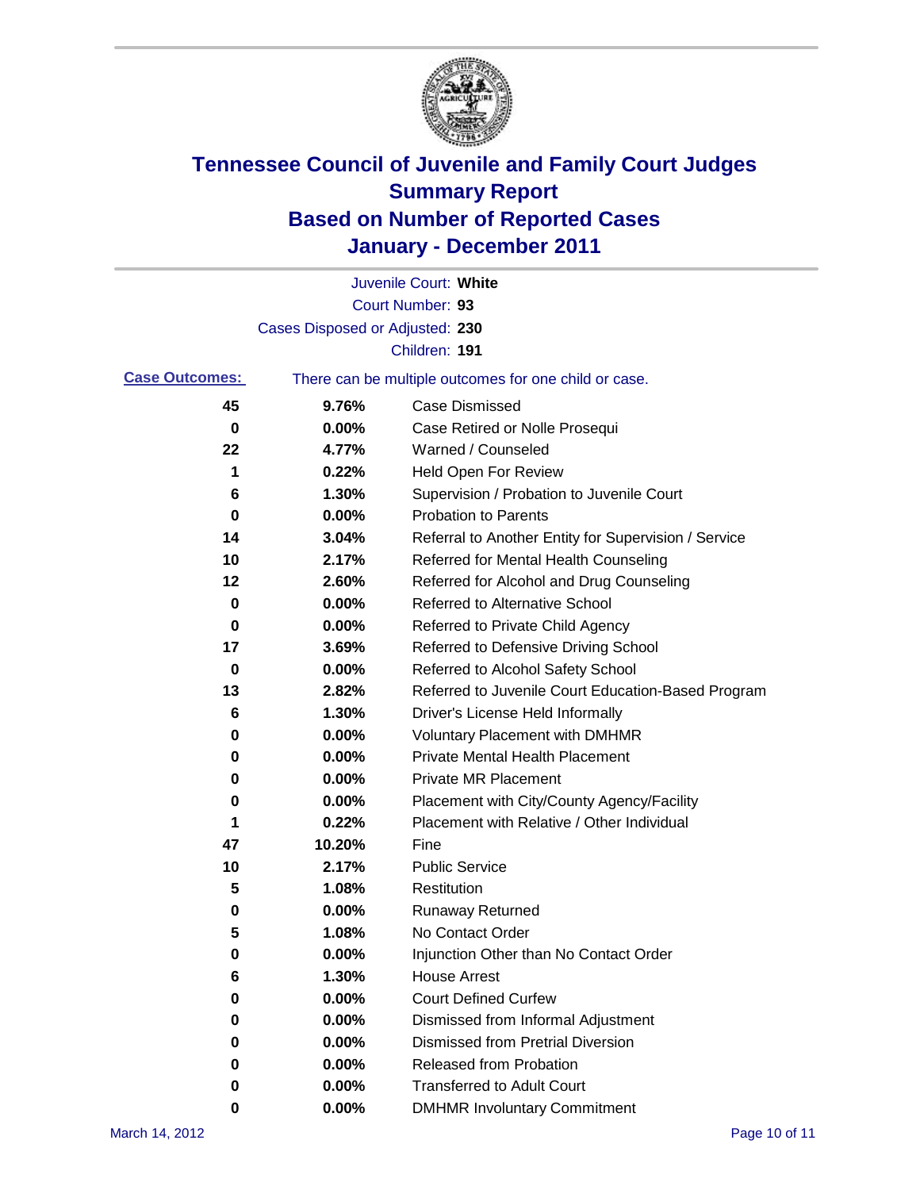# Tennessee Council of Juvenile and Family Court Judges
## Summary Report
## Based on Number of Reported Cases
## January - December 2011

Juvenile Court: **White**
Court Number: **93**
Cases Disposed or Adjusted: **230**
Children: **191**

**Case Outcomes:** There can be multiple outcomes for one child or case.

| Count | Percent | Outcome |
|---|---|---|
| 45 | 9.76% | Case Dismissed |
| 0 | 0.00% | Case Retired or Nolle Prosequi |
| 22 | 4.77% | Warned / Counseled |
| 1 | 0.22% | Held Open For Review |
| 6 | 1.30% | Supervision / Probation to Juvenile Court |
| 0 | 0.00% | Probation to Parents |
| 14 | 3.04% | Referral to Another Entity for Supervision / Service |
| 10 | 2.17% | Referred for Mental Health Counseling |
| 12 | 2.60% | Referred for Alcohol and Drug Counseling |
| 0 | 0.00% | Referred to Alternative School |
| 0 | 0.00% | Referred to Private Child Agency |
| 17 | 3.69% | Referred to Defensive Driving School |
| 0 | 0.00% | Referred to Alcohol Safety School |
| 13 | 2.82% | Referred to Juvenile Court Education-Based Program |
| 6 | 1.30% | Driver's License Held Informally |
| 0 | 0.00% | Voluntary Placement with DMHMR |
| 0 | 0.00% | Private Mental Health Placement |
| 0 | 0.00% | Private MR Placement |
| 0 | 0.00% | Placement with City/County Agency/Facility |
| 1 | 0.22% | Placement with Relative / Other Individual |
| 47 | 10.20% | Fine |
| 10 | 2.17% | Public Service |
| 5 | 1.08% | Restitution |
| 0 | 0.00% | Runaway Returned |
| 5 | 1.08% | No Contact Order |
| 0 | 0.00% | Injunction Other than No Contact Order |
| 6 | 1.30% | House Arrest |
| 0 | 0.00% | Court Defined Curfew |
| 0 | 0.00% | Dismissed from Informal Adjustment |
| 0 | 0.00% | Dismissed from Pretrial Diversion |
| 0 | 0.00% | Released from Probation |
| 0 | 0.00% | Transferred to Adult Court |
| 0 | 0.00% | DMHMR Involuntary Commitment |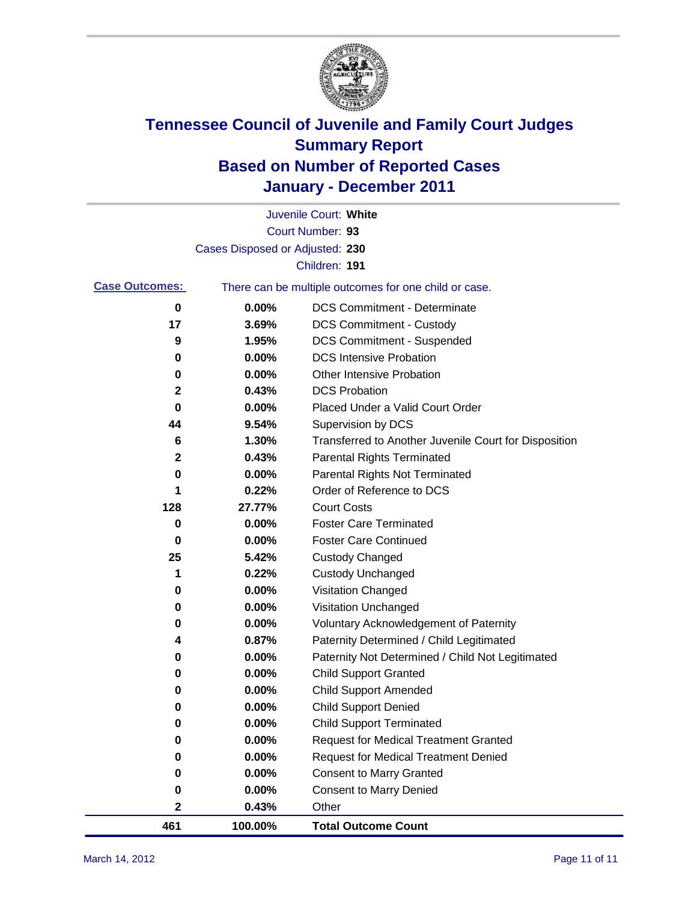# Tennessee Council of Juvenile and Family Court Judges
## Summary Report
## Based on Number of Reported Cases
## January - December 2011

Juvenile Court: **White**

Court Number: **93**

Cases Disposed or Adjusted: **230**

Children: **191**

**Case Outcomes:** There can be multiple outcomes for one child or case.

| | | |
|---|---|---|
| 0 | 0.00% | DCS Commitment - Determinate |
| 17 | 3.69% | DCS Commitment - Custody |
| 9 | 1.95% | DCS Commitment - Suspended |
| 0 | 0.00% | DCS Intensive Probation |
| 0 | 0.00% | Other Intensive Probation |
| 2 | 0.43% | DCS Probation |
| 0 | 0.00% | Placed Under a Valid Court Order |
| 44 | 9.54% | Supervision by DCS |
| 6 | 1.30% | Transferred to Another Juvenile Court for Disposition |
| 2 | 0.43% | Parental Rights Terminated |
| 0 | 0.00% | Parental Rights Not Terminated |
| 1 | 0.22% | Order of Reference to DCS |
| 128 | 27.77% | Court Costs |
| 0 | 0.00% | Foster Care Terminated |
| 0 | 0.00% | Foster Care Continued |
| 25 | 5.42% | Custody Changed |
| 1 | 0.22% | Custody Unchanged |
| 0 | 0.00% | Visitation Changed |
| 0 | 0.00% | Visitation Unchanged |
| 0 | 0.00% | Voluntary Acknowledgement of Paternity |
| 4 | 0.87% | Paternity Determined / Child Legitimated |
| 0 | 0.00% | Paternity Not Determined / Child Not Legitimated |
| 0 | 0.00% | Child Support Granted |
| 0 | 0.00% | Child Support Amended |
| 0 | 0.00% | Child Support Denied |
| 0 | 0.00% | Child Support Terminated |
| 0 | 0.00% | Request for Medical Treatment Granted |
| 0 | 0.00% | Request for Medical Treatment Denied |
| 0 | 0.00% | Consent to Marry Granted |
| 0 | 0.00% | Consent to Marry Denied |
| 2 | 0.43% | Other |
| **461** | **100.00%** | **Total Outcome Count** |